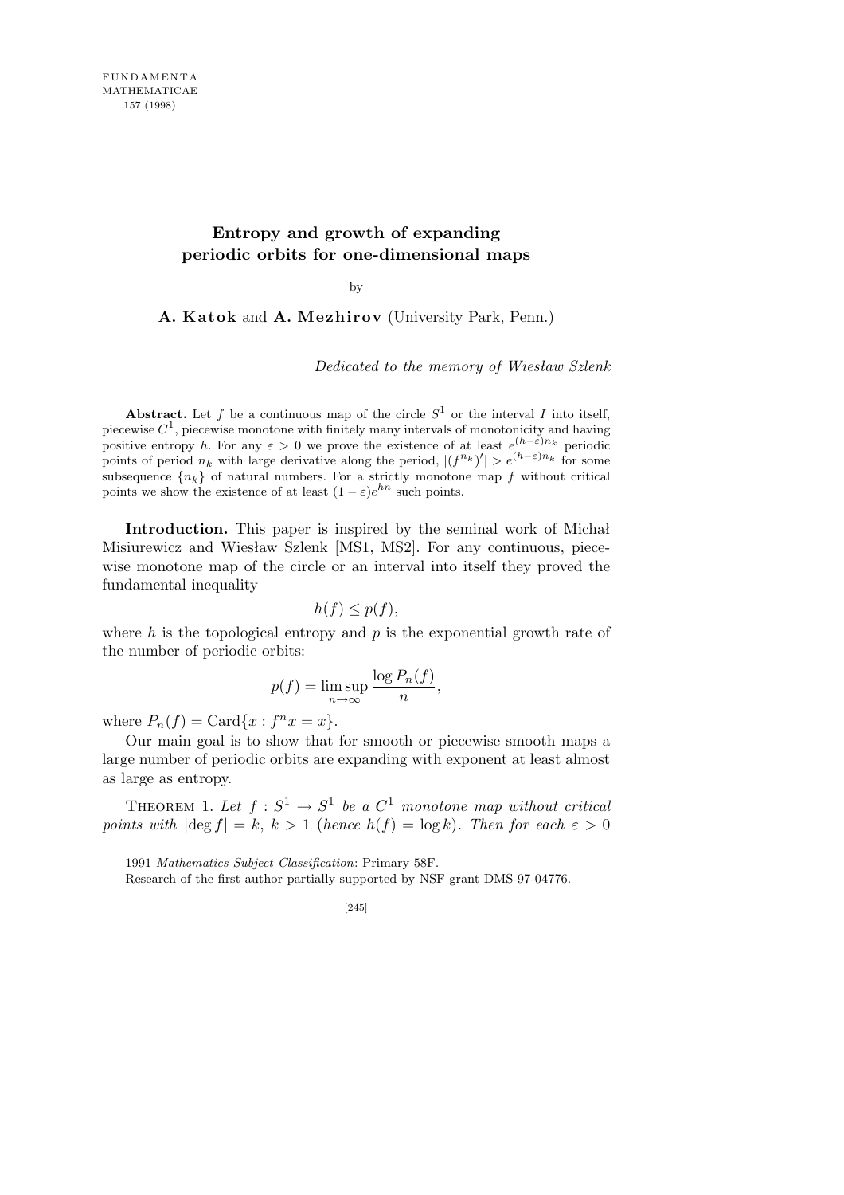# Entropy and growth of expanding periodic orbits for one-dimensional maps

by

**A. Katok** and **A. Mezhirov** (University Park, Penn.)

*Dedicated to the memory of Wiesław Szlenk*

**Abstract.** Let $f$ be a continuous map of the circle $S^1$ or the interval $I$ into itself, piecewise $C^1$, piecewise monotone with finitely many intervals of monotonicity and having positive entropy $h$. For any $\varepsilon > 0$ we prove the existence of at least $e^{(h-\varepsilon)n_k}$ periodic points of period $n_k$ with large derivative along the period, $|(f^{n_k})'| > e^{(h-\varepsilon)n_k}$ for some subsequence $\{n_k\}$ of natural numbers. For a strictly monotone map $f$ without critical points we show the existence of at least $(1-\varepsilon)e^{hn}$ such points.

**Introduction.** This paper is inspired by the seminal work of Michał Misiurewicz and Wiesław Szlenk [MS1, MS2]. For any continuous, piecewise monotone map of the circle or an interval into itself they proved the fundamental inequality

$$h(f) \le p(f),$$

where $h$ is the topological entropy and $p$ is the exponential growth rate of the number of periodic orbits:

$$p(f) = \limsup_{n\to\infty} \frac{\log P_n(f)}{n},$$

where $P_n(f) = \mathrm{Card}\{x : f^n x = x\}$.

Our main goal is to show that for smooth or piecewise smooth maps a large number of periodic orbits are expanding with exponent at least almost as large as entropy.

Theorem 1. *Let $f : S^1 \to S^1$ be a $C^1$ monotone map without critical points with $|\deg f| = k$, $k > 1$ (hence $h(f) = \log k$). Then for each $\varepsilon > 0$*

---

1991 *Mathematics Subject Classification*: Primary 58F.

Research of the first author partially supported by NSF grant DMS-97-04776.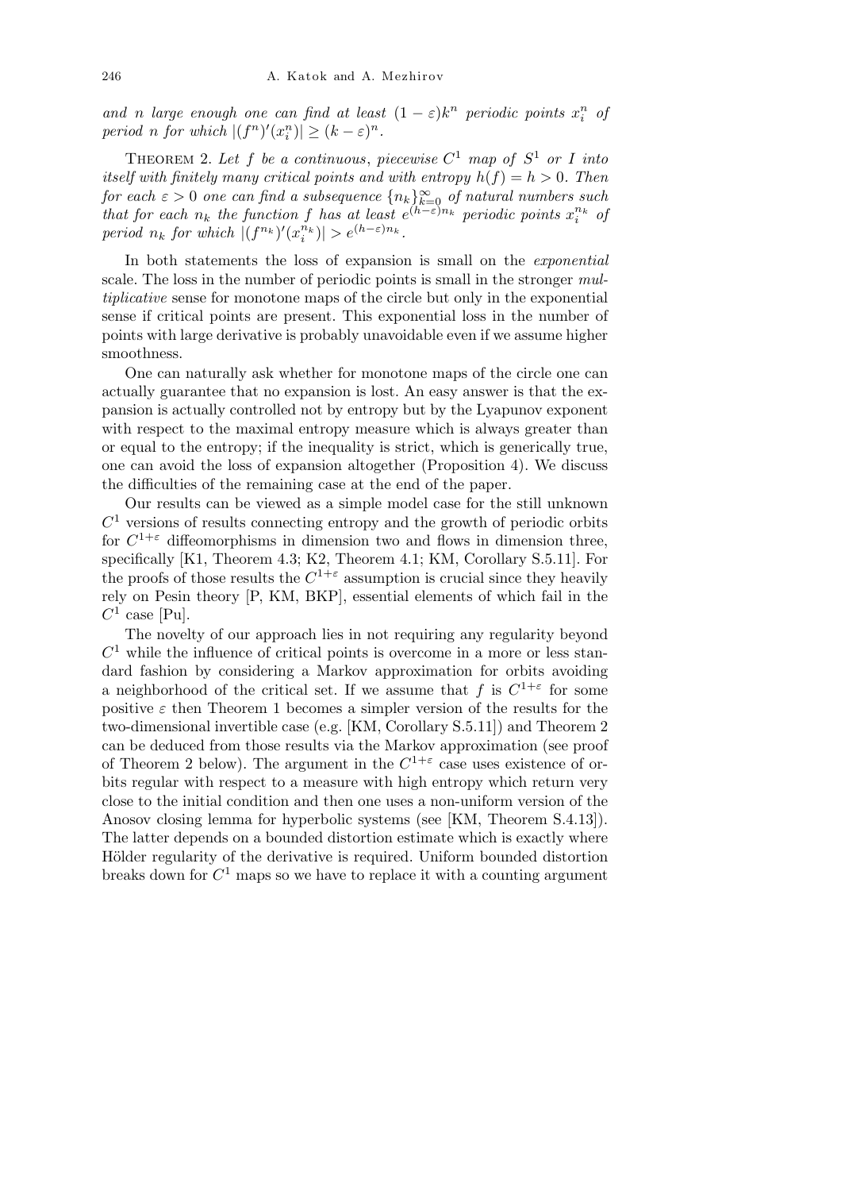*and $n$ large enough one can find at least $(1-\varepsilon)k^n$ periodic points $x_i^n$ of period $n$ for which $|(f^n)'(x_i^n)| \geq (k-\varepsilon)^n$.*

THEOREM 2. *Let $f$ be a continuous, piecewise $C^1$ map of $S^1$ or $I$ into itself with finitely many critical points and with entropy $h(f) = h > 0$. Then for each $\varepsilon > 0$ one can find a subsequence $\{n_k\}_{k=0}^{\infty}$ of natural numbers such that for each $n_k$ the function $f$ has at least $e^{(h-\varepsilon)n_k}$ periodic points $x_i^{n_k}$ of period $n_k$ for which $|(f^{n_k})'(x_i^{n_k})| > e^{(h-\varepsilon)n_k}$.*

In both statements the loss of expansion is small on the *exponential* scale. The loss in the number of periodic points is small in the stronger *multiplicative* sense for monotone maps of the circle but only in the exponential sense if critical points are present. This exponential loss in the number of points with large derivative is probably unavoidable even if we assume higher smoothness.

One can naturally ask whether for monotone maps of the circle one can actually guarantee that no expansion is lost. An easy answer is that the expansion is actually controlled not by entropy but by the Lyapunov exponent with respect to the maximal entropy measure which is always greater than or equal to the entropy; if the inequality is strict, which is generically true, one can avoid the loss of expansion altogether (Proposition 4). We discuss the difficulties of the remaining case at the end of the paper.

Our results can be viewed as a simple model case for the still unknown $C^1$ versions of results connecting entropy and the growth of periodic orbits for $C^{1+\varepsilon}$ diffeomorphisms in dimension two and flows in dimension three, specifically [K1, Theorem 4.3; K2, Theorem 4.1; KM, Corollary S.5.11]. For the proofs of those results the $C^{1+\varepsilon}$ assumption is crucial since they heavily rely on Pesin theory [P, KM, BKP], essential elements of which fail in the $C^1$ case [Pu].

The novelty of our approach lies in not requiring any regularity beyond $C^1$ while the influence of critical points is overcome in a more or less standard fashion by considering a Markov approximation for orbits avoiding a neighborhood of the critical set. If we assume that $f$ is $C^{1+\varepsilon}$ for some positive $\varepsilon$ then Theorem 1 becomes a simpler version of the results for the two-dimensional invertible case (e.g. [KM, Corollary S.5.11]) and Theorem 2 can be deduced from those results via the Markov approximation (see proof of Theorem 2 below). The argument in the $C^{1+\varepsilon}$ case uses existence of orbits regular with respect to a measure with high entropy which return very close to the initial condition and then one uses a non-uniform version of the Anosov closing lemma for hyperbolic systems (see [KM, Theorem S.4.13]). The latter depends on a bounded distortion estimate which is exactly where Hölder regularity of the derivative is required. Uniform bounded distortion breaks down for $C^1$ maps so we have to replace it with a counting argument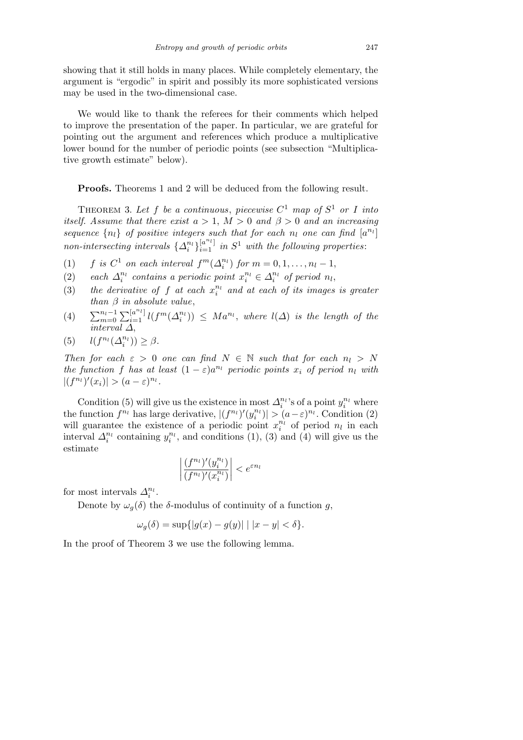showing that it still holds in many places. While completely elementary, the argument is "ergodic" in spirit and possibly its more sophisticated versions may be used in the two-dimensional case.

We would like to thank the referees for their comments which helped to improve the presentation of the paper. In particular, we are grateful for pointing out the argument and references which produce a multiplicative lower bound for the number of periodic points (see subsection "Multiplicative growth estimate" below).

**Proofs.** Theorems 1 and 2 will be deduced from the following result.

Theorem 3. *Let $f$ be a continuous, piecewise $C^1$ map of $S^1$ or $I$ into itself. Assume that there exist $a > 1$, $M > 0$ and $\beta > 0$ and an increasing sequence $\{n_l\}$ of positive integers such that for each $n_l$ one can find $[a^{n_l}]$ non-intersecting intervals $\{\Delta_i^{n_l}\}_{i=1}^{[a^{n_l}]}$ in $S^1$ with the following properties*:

(1) *$f$ is $C^1$ on each interval $f^m(\Delta_i^{n_l})$ for $m = 0, 1, \ldots, n_l - 1$,*

(2) *each $\Delta_i^{n_l}$ contains a periodic point $x_i^{n_l} \in \Delta_i^{n_l}$ of period $n_l$,*

(3) *the derivative of $f$ at each $x_i^{n_l}$ and at each of its images is greater than $\beta$ in absolute value,*

(4) *$\sum_{m=0}^{n_l-1} \sum_{i=1}^{[a^{n_l}]} l(f^m(\Delta_i^{n_l})) \le M a^{n_l}$, where $l(\Delta)$ is the length of the interval $\Delta$,*

(5) *$l(f^{n_l}(\Delta_i^{n_l})) \ge \beta$.*

*Then for each $\varepsilon > 0$ one can find $N \in \mathbb{N}$ such that for each $n_l > N$ the function $f$ has at least $(1-\varepsilon)a^{n_l}$ periodic points $x_i$ of period $n_l$ with $|(f^{n_l})'(x_i)| > (a-\varepsilon)^{n_l}$.*

Condition (5) will give us the existence in most $\Delta_i^{n_l}$'s of a point $y_i^{n_l}$ where the function $f^{n_l}$ has large derivative, $|(f^{n_l})'(y_i^{n_l})| > (a-\varepsilon)^{n_l}$. Condition (2) will guarantee the existence of a periodic point $x_i^{n_l}$ of period $n_l$ in each interval $\Delta_i^{n_l}$ containing $y_i^{n_l}$, and conditions (1), (3) and (4) will give us the estimate

$$\left| \frac{(f^{n_l})'(y_i^{n_l})}{(f^{n_l})'(x_i^{n_l})} \right| < e^{\varepsilon n_l}$$

for most intervals $\Delta_i^{n_l}$.

Denote by $\omega_g(\delta)$ the $\delta$-modulus of continuity of a function $g$,

$$\omega_g(\delta) = \sup\{|g(x) - g(y)| \mid |x-y| < \delta\}.$$

In the proof of Theorem 3 we use the following lemma.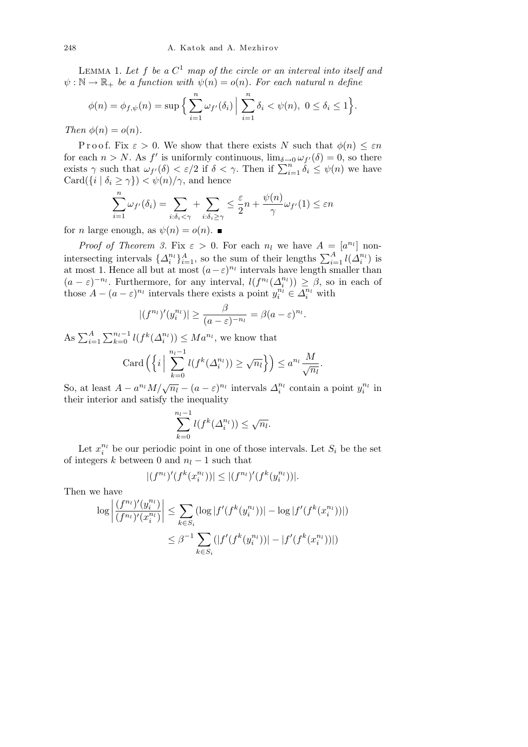LEMMA 1. *Let $f$ be a $C^1$ map of the circle or an interval into itself and $\psi : \mathbb{N} \to \mathbb{R}_+$ be a function with $\psi(n) = o(n)$. For each natural $n$ define*

$$\phi(n) = \phi_{f,\psi}(n) = \sup\Big\{ \sum_{i=1}^{n} \omega_{f'}(\delta_i) \Bigm| \sum_{i=1}^{n} \delta_i < \psi(n),\ 0 \le \delta_i \le 1 \Big\}.$$

*Then $\phi(n) = o(n)$.*

Proof. Fix $\varepsilon > 0$. We show that there exists $N$ such that $\phi(n) \le \varepsilon n$ for each $n > N$. As $f'$ is uniformly continuous, $\lim_{\delta\to 0} \omega_{f'}(\delta) = 0$, so there exists $\gamma$ such that $\omega_{f'}(\delta) < \varepsilon/2$ if $\delta < \gamma$. Then if $\sum_{i=1}^{n} \delta_i \le \psi(n)$ we have $\mathrm{Card}(\{i \mid \delta_i \ge \gamma\}) < \psi(n)/\gamma$, and hence

$$\sum_{i=1}^{n} \omega_{f'}(\delta_i) = \sum_{i:\delta_i<\gamma} + \sum_{i:\delta_i\ge\gamma} \le \frac{\varepsilon}{2} n + \frac{\psi(n)}{\gamma}\omega_{f'}(1) \le \varepsilon n$$

for $n$ large enough, as $\psi(n) = o(n)$. ∎

*Proof of Theorem 3.* Fix $\varepsilon > 0$. For each $n_l$ we have $A = [a^{n_l}]$ nonintersecting intervals $\{\Delta_i^{n_l}\}_{i=1}^{A}$, so the sum of their lengths $\sum_{i=1}^{A} l(\Delta_i^{n_l})$ is at most 1. Hence all but at most $(a-\varepsilon)^{n_l}$ intervals have length smaller than $(a-\varepsilon)^{-n_l}$. Furthermore, for any interval, $l(f^{n_l}(\Delta_i^{n_l})) \ge \beta$, so in each of those $A - (a-\varepsilon)^{n_l}$ intervals there exists a point $y_i^{n_l} \in \Delta_i^{n_l}$ with

$$|(f^{n_l})'(y_i^{n_l})| \ge \frac{\beta}{(a-\varepsilon)^{-n_l}} = \beta(a-\varepsilon)^{n_l}.$$

As $\sum_{i=1}^{A}\sum_{k=0}^{n_l-1} l(f^k(\Delta_i^{n_l})) \le M a^{n_l}$, we know that

$$\mathrm{Card}\Big(\Big\{i \Bigm| \sum_{k=0}^{n_l-1} l(f^k(\Delta_i^{n_l})) \ge \sqrt{n_l}\Big\}\Big) \le a^{n_l}\frac{M}{\sqrt{n_l}}.$$

So, at least $A - a^{n_l}M/\sqrt{n_l} - (a-\varepsilon)^{n_l}$ intervals $\Delta_i^{n_l}$ contain a point $y_i^{n_l}$ in their interior and satisfy the inequality

$$\sum_{k=0}^{n_l-1} l(f^k(\Delta_i^{n_l})) \le \sqrt{n_l}.$$

Let $x_i^{n_l}$ be our periodic point in one of those intervals. Let $S_i$ be the set of integers $k$ between 0 and $n_l - 1$ such that

$$|(f^{n_l})'(f^k(x_i^{n_l}))| \le |(f^{n_l})'(f^k(y_i^{n_l}))|.$$

Then we have

$$\begin{aligned}
\log\left|\frac{(f^{n_l})'(y_i^{n_l})}{(f^{n_l})'(x_i^{n_l})}\right| &\le \sum_{k\in S_i} (\log|f'(f^k(y_i^{n_l}))| - \log|f'(f^k(x_i^{n_l}))|) \\
&\le \beta^{-1} \sum_{k\in S_i} (|f'(f^k(y_i^{n_l}))| - |f'(f^k(x_i^{n_l}))|)
\end{aligned}$$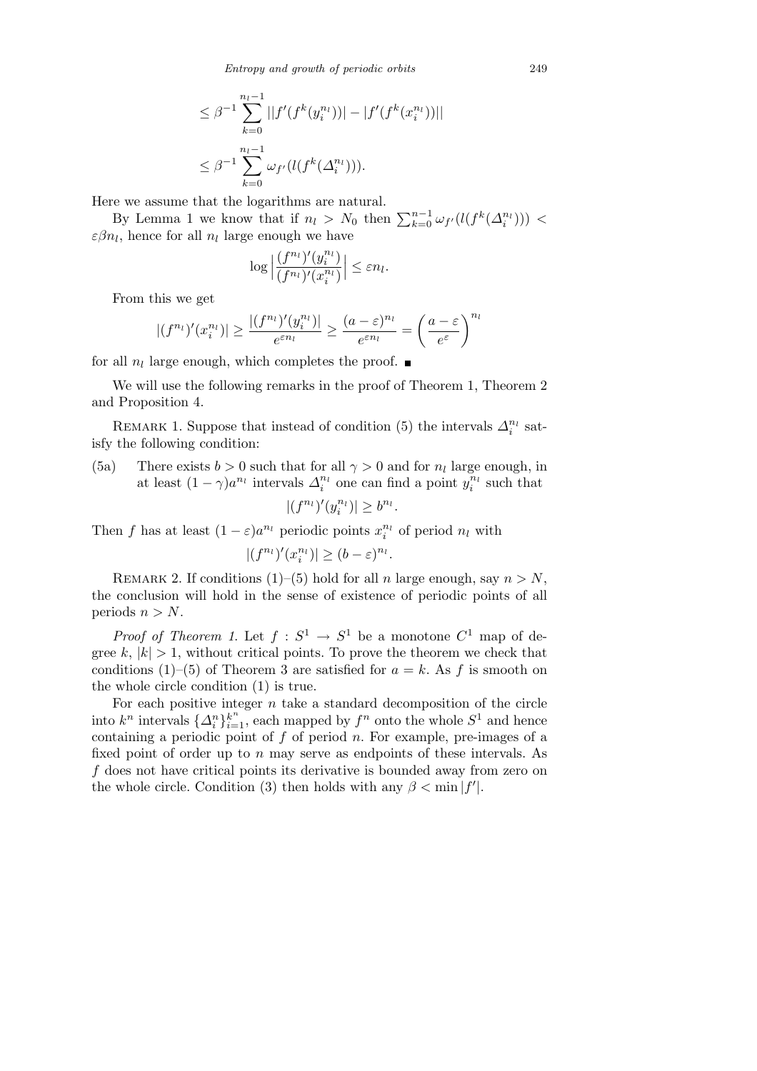$$\leq \beta^{-1} \sum_{k=0}^{n_l-1} ||f'(f^k(y_i^{n_l}))| - |f'(f^k(x_i^{n_l}))||$$

$$\leq \beta^{-1} \sum_{k=0}^{n_l-1} \omega_{f'}(l(f^k(\Delta_i^{n_l}))).$$

Here we assume that the logarithms are natural.

By Lemma 1 we know that if $n_l > N_0$ then $\sum_{k=0}^{n-1} \omega_{f'}(l(f^k(\Delta_i^{n_l}))) < \varepsilon\beta n_l$, hence for all $n_l$ large enough we have

$$\log\Big|\frac{(f^{n_l})'(y_i^{n_l})}{(f^{n_l})'(x_i^{n_l})}\Big| \leq \varepsilon n_l.$$

From this we get

$$|(f^{n_l})'(x_i^{n_l})| \geq \frac{|(f^{n_l})'(y_i^{n_l})|}{e^{\varepsilon n_l}} \geq \frac{(a-\varepsilon)^{n_l}}{e^{\varepsilon n_l}} = \left(\frac{a-\varepsilon}{e^{\varepsilon}}\right)^{n_l}$$

for all $n_l$ large enough, which completes the proof. ∎

We will use the following remarks in the proof of Theorem 1, Theorem 2 and Proposition 4.

Remark 1. Suppose that instead of condition (5) the intervals $\Delta_i^{n_l}$ satisfy the following condition:

(5a) There exists $b > 0$ such that for all $\gamma > 0$ and for $n_l$ large enough, in at least $(1-\gamma)a^{n_l}$ intervals $\Delta_i^{n_l}$ one can find a point $y_i^{n_l}$ such that

$$|(f^{n_l})'(y_i^{n_l})| \geq b^{n_l}.$$

Then $f$ has at least $(1-\varepsilon)a^{n_l}$ periodic points $x_i^{n_l}$ of period $n_l$ with

$$|(f^{n_l})'(x_i^{n_l})| \geq (b-\varepsilon)^{n_l}.$$

Remark 2. If conditions (1)–(5) hold for all $n$ large enough, say $n > N$, the conclusion will hold in the sense of existence of periodic points of all periods $n > N$.

*Proof of Theorem 1.* Let $f : S^1 \to S^1$ be a monotone $C^1$ map of degree $k$, $|k| > 1$, without critical points. To prove the theorem we check that conditions (1)–(5) of Theorem 3 are satisfied for $a = k$. As $f$ is smooth on the whole circle condition (1) is true.

For each positive integer $n$ take a standard decomposition of the circle into $k^n$ intervals $\{\Delta_i^n\}_{i=1}^{k^n}$, each mapped by $f^n$ onto the whole $S^1$ and hence containing a periodic point of $f$ of period $n$. For example, pre-images of a fixed point of order up to $n$ may serve as endpoints of these intervals. As $f$ does not have critical points its derivative is bounded away from zero on the whole circle. Condition (3) then holds with any $\beta < \min |f'|$.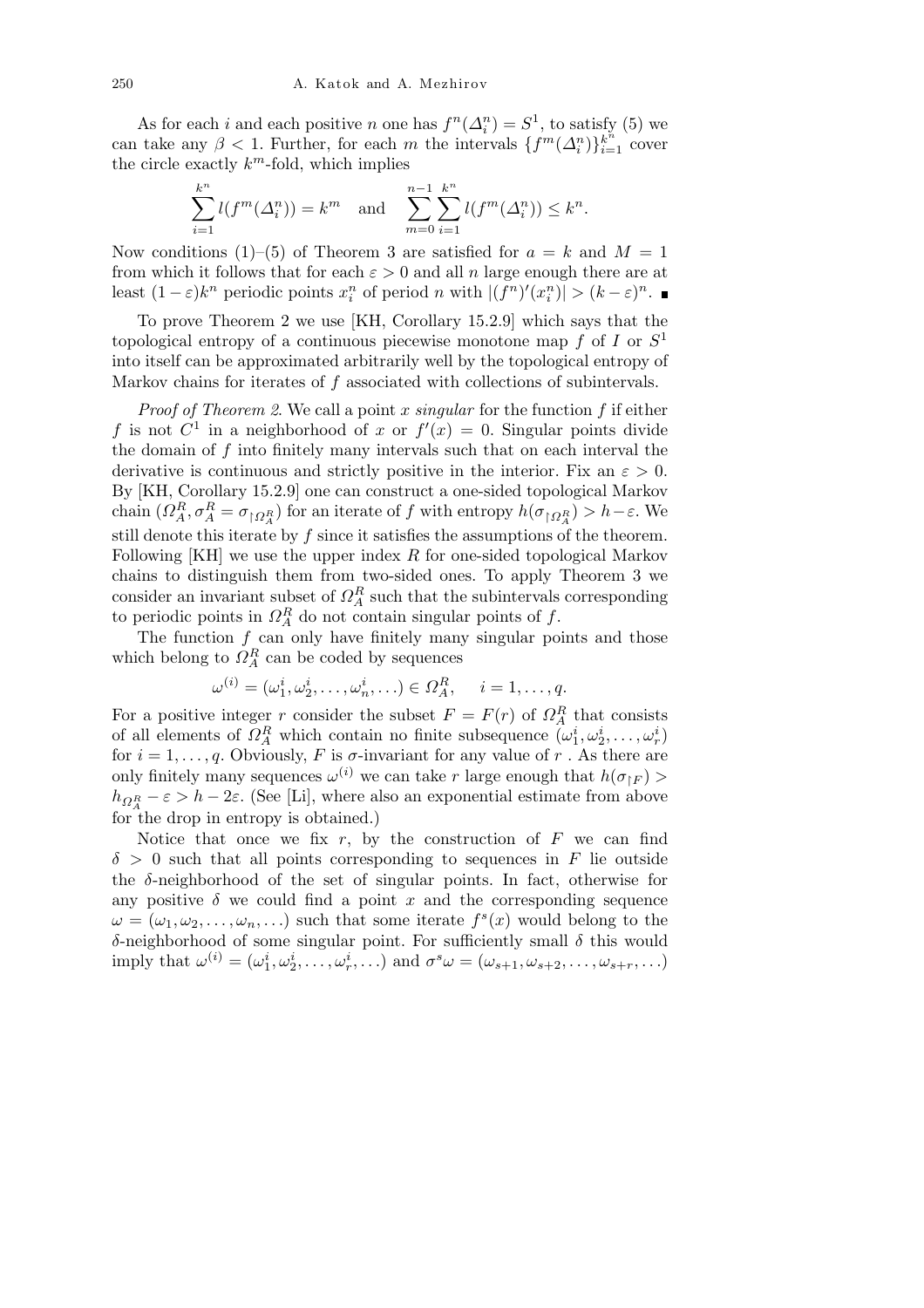As for each $i$ and each positive $n$ one has $f^n(\Delta_i^n) = S^1$, to satisfy (5) we can take any $\beta < 1$. Further, for each $m$ the intervals $\{f^m(\Delta_i^n)\}_{i=1}^{k^n}$ cover the circle exactly $k^m$-fold, which implies

$$\sum_{i=1}^{k^n} l(f^m(\Delta_i^n)) = k^m \quad \text{and} \quad \sum_{m=0}^{n-1}\sum_{i=1}^{k^n} l(f^m(\Delta_i^n)) \le k^n.$$

Now conditions (1)–(5) of Theorem 3 are satisfied for $a = k$ and $M = 1$ from which it follows that for each $\varepsilon > 0$ and all $n$ large enough there are at least $(1-\varepsilon)k^n$ periodic points $x_i^n$ of period $n$ with $|(f^n)'(x_i^n)| > (k-\varepsilon)^n$. ∎

To prove Theorem 2 we use [KH, Corollary 15.2.9] which says that the topological entropy of a continuous piecewise monotone map $f$ of $I$ or $S^1$ into itself can be approximated arbitrarily well by the topological entropy of Markov chains for iterates of $f$ associated with collections of subintervals.

*Proof of Theorem 2.* We call a point $x$ *singular* for the function $f$ if either $f$ is not $C^1$ in a neighborhood of $x$ or $f'(x) = 0$. Singular points divide the domain of $f$ into finitely many intervals such that on each interval the derivative is continuous and strictly positive in the interior. Fix an $\varepsilon > 0$. By [KH, Corollary 15.2.9] one can construct a one-sided topological Markov chain $(\Omega_A^R, \sigma_A^R = \sigma_{\restriction \Omega_A^R})$ for an iterate of $f$ with entropy $h(\sigma_{\restriction \Omega_A^R}) > h - \varepsilon$. We still denote this iterate by $f$ since it satisfies the assumptions of the theorem. Following [KH] we use the upper index $R$ for one-sided topological Markov chains to distinguish them from two-sided ones. To apply Theorem 3 we consider an invariant subset of $\Omega_A^R$ such that the subintervals corresponding to periodic points in $\Omega_A^R$ do not contain singular points of $f$.

The function $f$ can only have finitely many singular points and those which belong to $\Omega_A^R$ can be coded by sequences

$$\omega^{(i)} = (\omega_1^i, \omega_2^i, \ldots, \omega_n^i, \ldots) \in \Omega_A^R, \quad i = 1, \ldots, q.$$

For a positive integer $r$ consider the subset $F = F(r)$ of $\Omega_A^R$ that consists of all elements of $\Omega_A^R$ which contain no finite subsequence $(\omega_1^i, \omega_2^i, \ldots, \omega_r^i)$ for $i = 1, \ldots, q$. Obviously, $F$ is $\sigma$-invariant for any value of $r$. As there are only finitely many sequences $\omega^{(i)}$ we can take $r$ large enough that $h(\sigma_{\restriction F}) > h_{\Omega_A^R} - \varepsilon > h - 2\varepsilon$. (See [Li], where also an exponential estimate from above for the drop in entropy is obtained.)

Notice that once we fix $r$, by the construction of $F$ we can find $\delta > 0$ such that all points corresponding to sequences in $F$ lie outside the $\delta$-neighborhood of the set of singular points. In fact, otherwise for any positive $\delta$ we could find a point $x$ and the corresponding sequence $\omega = (\omega_1, \omega_2, \ldots, \omega_n, \ldots)$ such that some iterate $f^s(x)$ would belong to the $\delta$-neighborhood of some singular point. For sufficiently small $\delta$ this would imply that $\omega^{(i)} = (\omega_1^i, \omega_2^i, \ldots, \omega_r^i, \ldots)$ and $\sigma^s\omega = (\omega_{s+1}, \omega_{s+2}, \ldots, \omega_{s+r}, \ldots)$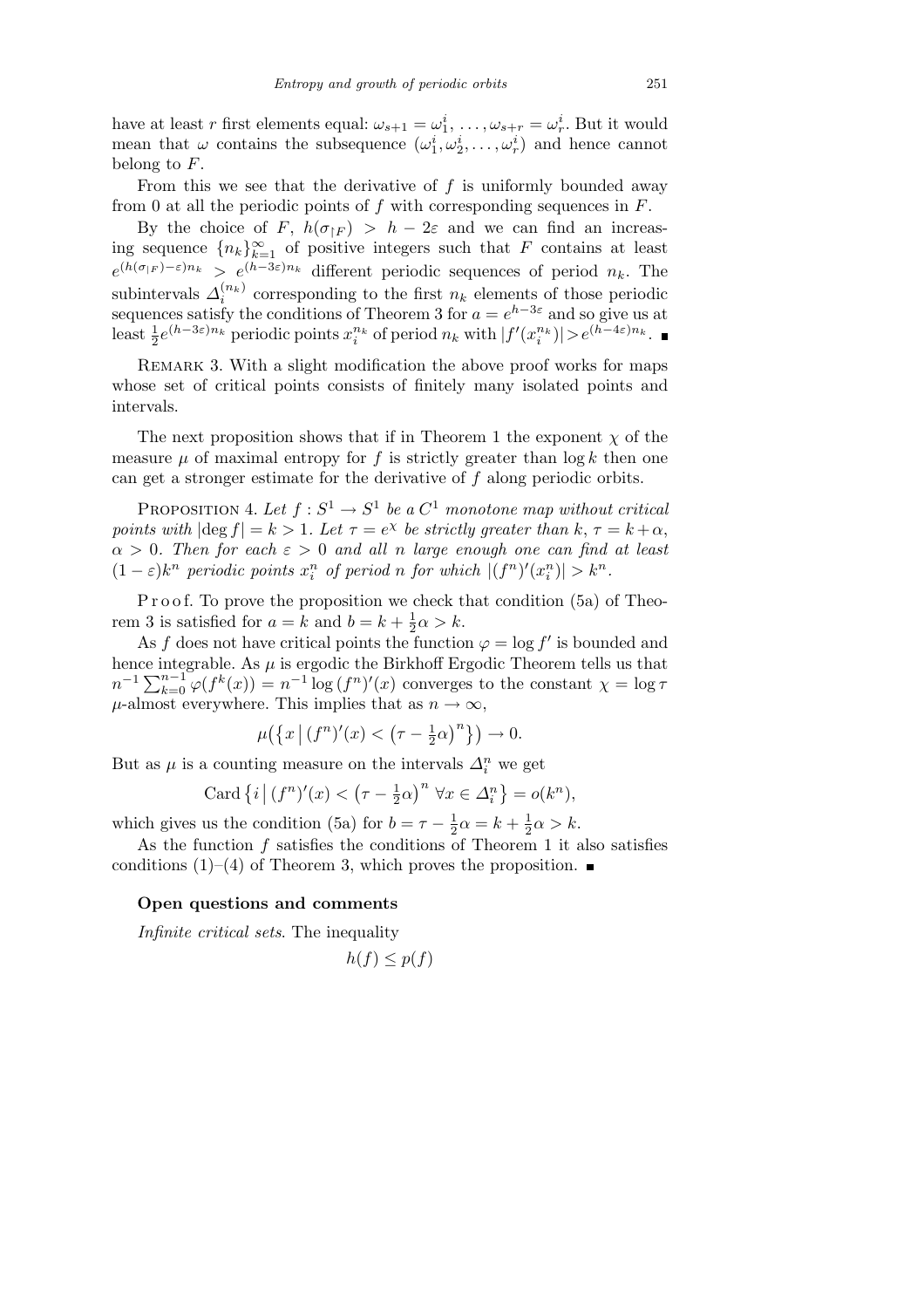have at least $r$ first elements equal: $\omega_{s+1} = \omega_1^i, \ldots, \omega_{s+r} = \omega_r^i$. But it would mean that $\omega$ contains the subsequence $(\omega_1^i, \omega_2^i, \ldots, \omega_r^i)$ and hence cannot belong to $F$.

From this we see that the derivative of $f$ is uniformly bounded away from 0 at all the periodic points of $f$ with corresponding sequences in $F$.

By the choice of $F$, $h(\sigma_{\restriction F}) > h - 2\varepsilon$ and we can find an increasing sequence $\{n_k\}_{k=1}^{\infty}$ of positive integers such that $F$ contains at least $e^{(h(\sigma_{|F})-\varepsilon)n_k} > e^{(h-3\varepsilon)n_k}$ different periodic sequences of period $n_k$. The subintervals $\Delta_i^{(n_k)}$ corresponding to the first $n_k$ elements of those periodic sequences satisfy the conditions of Theorem 3 for $a = e^{h-3\varepsilon}$ and so give us at least $\frac{1}{2}e^{(h-3\varepsilon)n_k}$ periodic points $x_i^{n_k}$ of period $n_k$ with $|f'(x_i^{n_k})| > e^{(h-4\varepsilon)n_k}$. ∎

Remark 3. With a slight modification the above proof works for maps whose set of critical points consists of finitely many isolated points and intervals.

The next proposition shows that if in Theorem 1 the exponent $\chi$ of the measure $\mu$ of maximal entropy for $f$ is strictly greater than $\log k$ then one can get a stronger estimate for the derivative of $f$ along periodic orbits.

Proposition 4. *Let $f : S^1 \to S^1$ be a $C^1$ monotone map without critical points with $|\deg f| = k > 1$. Let $\tau = e^{\chi}$ be strictly greater than $k$, $\tau = k + \alpha$, $\alpha > 0$. Then for each $\varepsilon > 0$ and all $n$ large enough one can find at least $(1-\varepsilon)k^n$ periodic points $x_i^n$ of period $n$ for which $|(f^n)'(x_i^n)| > k^n$.*

Proof. To prove the proposition we check that condition (5a) of Theorem 3 is satisfied for $a = k$ and $b = k + \frac{1}{2}\alpha > k$.

As $f$ does not have critical points the function $\varphi = \log f'$ is bounded and hence integrable. As $\mu$ is ergodic the Birkhoff Ergodic Theorem tells us that $n^{-1}\sum_{k=0}^{n-1}\varphi(f^k(x)) = n^{-1}\log(f^n)'(x)$ converges to the constant $\chi = \log\tau$ $\mu$-almost everywhere. This implies that as $n \to \infty$,

$$\mu\big(\big\{x \,\big|\, (f^n)'(x) < \big(\tau - \tfrac{1}{2}\alpha\big)^n\big\}\big) \to 0.$$

But as $\mu$ is a counting measure on the intervals $\Delta_i^n$ we get

$$\operatorname{Card}\big\{i \,\big|\, (f^n)'(x) < \big(\tau - \tfrac{1}{2}\alpha\big)^n \ \forall x \in \Delta_i^n\big\} = o(k^n),$$

which gives us the condition (5a) for $b = \tau - \frac{1}{2}\alpha = k + \frac{1}{2}\alpha > k$.

As the function $f$ satisfies the conditions of Theorem 1 it also satisfies conditions (1)–(4) of Theorem 3, which proves the proposition. ∎

## Open questions and comments

*Infinite critical sets*. The inequality

$$h(f) \le p(f)$$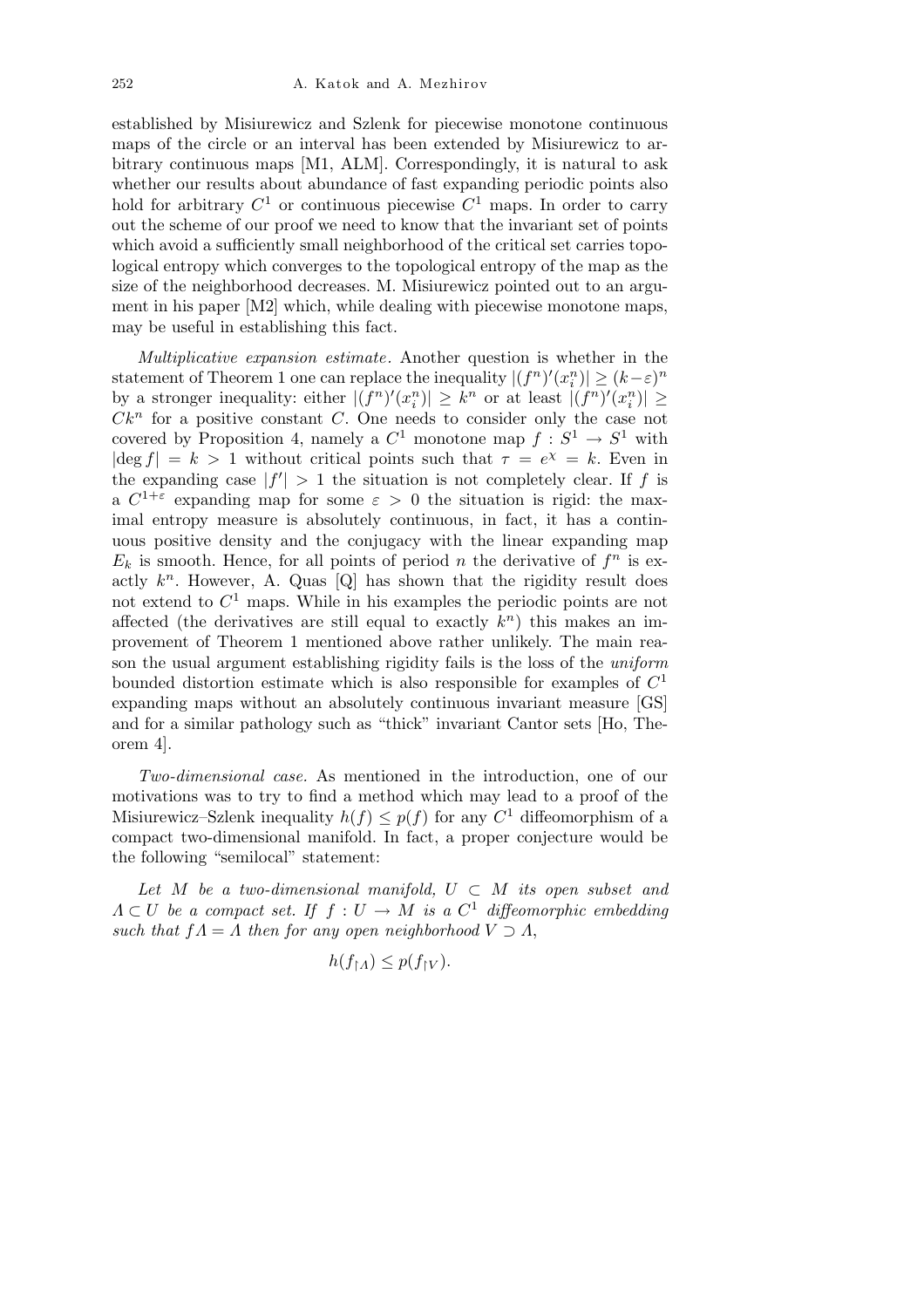established by Misiurewicz and Szlenk for piecewise monotone continuous maps of the circle or an interval has been extended by Misiurewicz to arbitrary continuous maps [M1, ALM]. Correspondingly, it is natural to ask whether our results about abundance of fast expanding periodic points also hold for arbitrary $C^1$ or continuous piecewise $C^1$ maps. In order to carry out the scheme of our proof we need to know that the invariant set of points which avoid a sufficiently small neighborhood of the critical set carries topological entropy which converges to the topological entropy of the map as the size of the neighborhood decreases. M. Misiurewicz pointed out to an argument in his paper [M2] which, while dealing with piecewise monotone maps, may be useful in establishing this fact.

*Multiplicative expansion estimate.* Another question is whether in the statement of Theorem 1 one can replace the inequality $|(f^n)'(x_i^n)| \geq (k-\varepsilon)^n$ by a stronger inequality: either $|(f^n)'(x_i^n)| \geq k^n$ or at least $|(f^n)'(x_i^n)| \geq Ck^n$ for a positive constant $C$. One needs to consider only the case not covered by Proposition 4, namely a $C^1$ monotone map $f : S^1 \to S^1$ with $|\deg f| = k > 1$ without critical points such that $\tau = e^{\chi} = k$. Even in the expanding case $|f'| > 1$ the situation is not completely clear. If $f$ is a $C^{1+\varepsilon}$ expanding map for some $\varepsilon > 0$ the situation is rigid: the maximal entropy measure is absolutely continuous, in fact, it has a continuous positive density and the conjugacy with the linear expanding map $E_k$ is smooth. Hence, for all points of period $n$ the derivative of $f^n$ is exactly $k^n$. However, A. Quas [Q] has shown that the rigidity result does not extend to $C^1$ maps. While in his examples the periodic points are not affected (the derivatives are still equal to exactly $k^n$) this makes an improvement of Theorem 1 mentioned above rather unlikely. The main reason the usual argument establishing rigidity fails is the loss of the *uniform* bounded distortion estimate which is also responsible for examples of $C^1$ expanding maps without an absolutely continuous invariant measure [GS] and for a similar pathology such as "thick" invariant Cantor sets [Ho, Theorem 4].

*Two-dimensional case.* As mentioned in the introduction, one of our motivations was to try to find a method which may lead to a proof of the Misiurewicz–Szlenk inequality $h(f) \leq p(f)$ for any $C^1$ diffeomorphism of a compact two-dimensional manifold. In fact, a proper conjecture would be the following "semilocal" statement:

*Let $M$ be a two-dimensional manifold, $U \subset M$ its open subset and $\Lambda \subset U$ be a compact set. If $f : U \to M$ is a $C^1$ diffeomorphic embedding such that $f\Lambda = \Lambda$ then for any open neighborhood $V \supset \Lambda$,*

$$h(f_{\restriction \Lambda}) \leq p(f_{\restriction V}).$$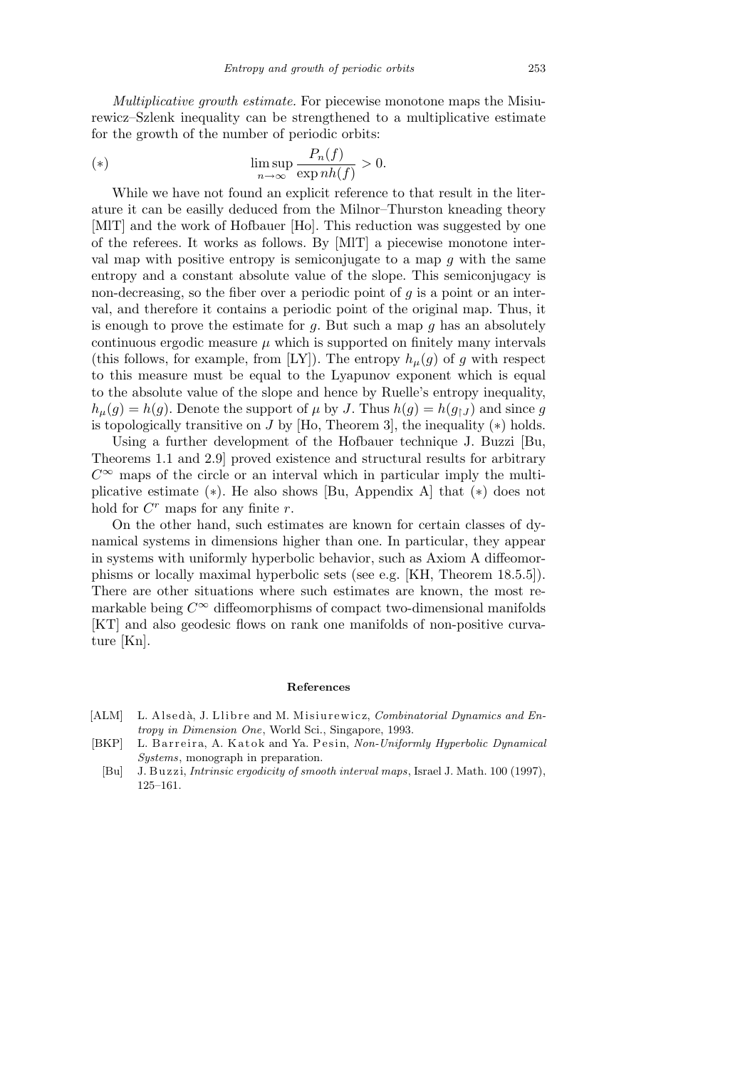*Multiplicative growth estimate.* For piecewise monotone maps the Misiurewicz–Szlenk inequality can be strengthened to a multiplicative estimate for the growth of the number of periodic orbits:

$$(*) \qquad \limsup_{n\to\infty} \frac{P_n(f)}{\exp nh(f)} > 0.$$

While we have not found an explicit reference to that result in the literature it can be easilly deduced from the Milnor–Thurston kneading theory [MlT] and the work of Hofbauer [Ho]. This reduction was suggested by one of the referees. It works as follows. By [MlT] a piecewise monotone interval map with positive entropy is semiconjugate to a map $g$ with the same entropy and a constant absolute value of the slope. This semiconjugacy is non-decreasing, so the fiber over a periodic point of $g$ is a point or an interval, and therefore it contains a periodic point of the original map. Thus, it is enough to prove the estimate for $g$. But such a map $g$ has an absolutely continuous ergodic measure $\mu$ which is supported on finitely many intervals (this follows, for example, from [LY]). The entropy $h_\mu(g)$ of $g$ with respect to this measure must be equal to the Lyapunov exponent which is equal to the absolute value of the slope and hence by Ruelle's entropy inequality, $h_\mu(g) = h(g)$. Denote the support of $\mu$ by $J$. Thus $h(g) = h(g_{\restriction J})$ and since $g$ is topologically transitive on $J$ by [Ho, Theorem 3], the inequality $(*)$ holds.

Using a further development of the Hofbauer technique J. Buzzi [Bu, Theorems 1.1 and 2.9] proved existence and structural results for arbitrary $C^\infty$ maps of the circle or an interval which in particular imply the multiplicative estimate $(*)$. He also shows [Bu, Appendix A] that $(*)$ does not hold for $C^r$ maps for any finite $r$.

On the other hand, such estimates are known for certain classes of dynamical systems in dimensions higher than one. In particular, they appear in systems with uniformly hyperbolic behavior, such as Axiom A diffeomorphisms or locally maximal hyperbolic sets (see e.g. [KH, Theorem 18.5.5]). There are other situations where such estimates are known, the most remarkable being $C^\infty$ diffeomorphisms of compact two-dimensional manifolds [KT] and also geodesic flows on rank one manifolds of non-positive curvature [Kn].

## References

[ALM] L. Alsedà, J. Llibre and M. Misiurewicz, *Combinatorial Dynamics and Entropy in Dimension One*, World Sci., Singapore, 1993.

[BKP] L. Barreira, A. Katok and Ya. Pesin, *Non-Uniformly Hyperbolic Dynamical Systems*, monograph in preparation.

[Bu] J. Buzzi, *Intrinsic ergodicity of smooth interval maps*, Israel J. Math. 100 (1997), 125–161.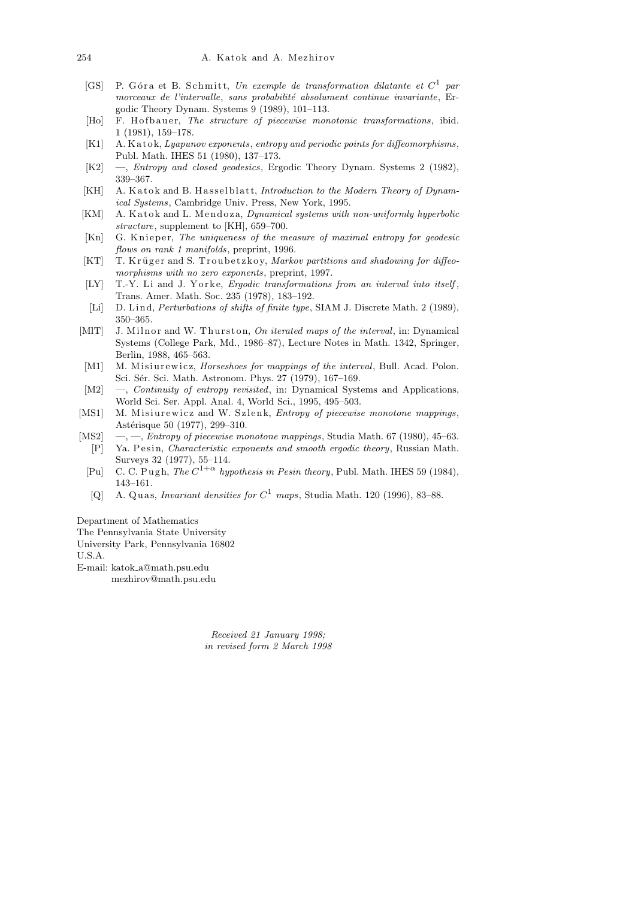[GS] P. Góra et B. Schmitt, *Un exemple de transformation dilatante et $C^1$ par morceaux de l'intervalle, sans probabilité absolument continue invariante*, Ergodic Theory Dynam. Systems 9 (1989), 101–113.

[Ho] F. Hofbauer, *The structure of piecewise monotonic transformations*, ibid. 1 (1981), 159–178.

[K1] A. Katok, *Lyapunov exponents, entropy and periodic points for diffeomorphisms*, Publ. Math. IHES 51 (1980), 137–173.

[K2] —, *Entropy and closed geodesics*, Ergodic Theory Dynam. Systems 2 (1982), 339–367.

[KH] A. Katok and B. Hasselblatt, *Introduction to the Modern Theory of Dynamical Systems*, Cambridge Univ. Press, New York, 1995.

[KM] A. Katok and L. Mendoza, *Dynamical systems with non-uniformly hyperbolic structure*, supplement to [KH], 659–700.

[Kn] G. Knieper, *The uniqueness of the measure of maximal entropy for geodesic flows on rank 1 manifolds*, preprint, 1996.

[KT] T. Krüger and S. Troubetzkoy, *Markov partitions and shadowing for diffeomorphisms with no zero exponents*, preprint, 1997.

[LY] T.-Y. Li and J. Yorke, *Ergodic transformations from an interval into itself*, Trans. Amer. Math. Soc. 235 (1978), 183–192.

[Li] D. Lind, *Perturbations of shifts of finite type*, SIAM J. Discrete Math. 2 (1989), 350–365.

[MlT] J. Milnor and W. Thurston, *On iterated maps of the interval*, in: Dynamical Systems (College Park, Md., 1986–87), Lecture Notes in Math. 1342, Springer, Berlin, 1988, 465–563.

[M1] M. Misiurewicz, *Horseshoes for mappings of the interval*, Bull. Acad. Polon. Sci. Sér. Sci. Math. Astronom. Phys. 27 (1979), 167–169.

[M2] —, *Continuity of entropy revisited*, in: Dynamical Systems and Applications, World Sci. Ser. Appl. Anal. 4, World Sci., 1995, 495–503.

[MS1] M. Misiurewicz and W. Szlenk, *Entropy of piecewise monotone mappings*, Astérisque 50 (1977), 299–310.

[MS2] —, —, *Entropy of piecewise monotone mappings*, Studia Math. 67 (1980), 45–63.

[P] Ya. Pesin, *Characteristic exponents and smooth ergodic theory*, Russian Math. Surveys 32 (1977), 55–114.

[Pu] C. C. Pugh, *The $C^{1+\alpha}$ hypothesis in Pesin theory*, Publ. Math. IHES 59 (1984), 143–161.

[Q] A. Quas, *Invariant densities for $C^1$ maps*, Studia Math. 120 (1996), 83–88.

Department of Mathematics
The Pennsylvania State University
University Park, Pennsylvania 16802
U.S.A.
E-mail: katok_a@math.psu.edu
mezhirov@math.psu.edu

*Received 21 January 1998;*
*in revised form 2 March 1998*